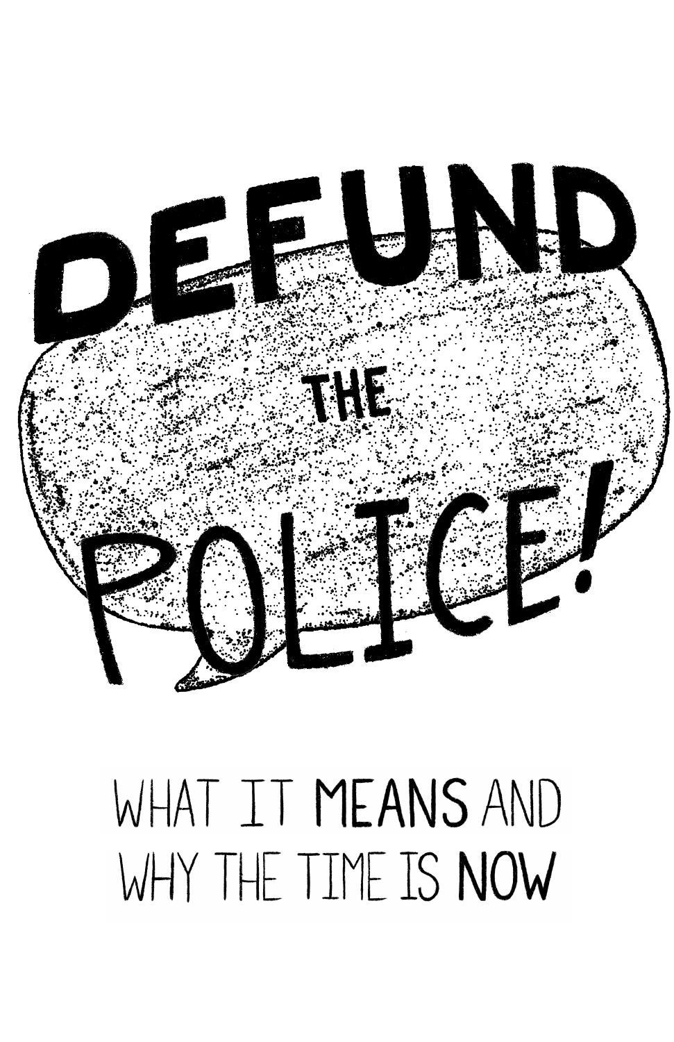# DEFUND THE POLICE!

## WHAT IT MEANS AND WHY THE TIME IS NOW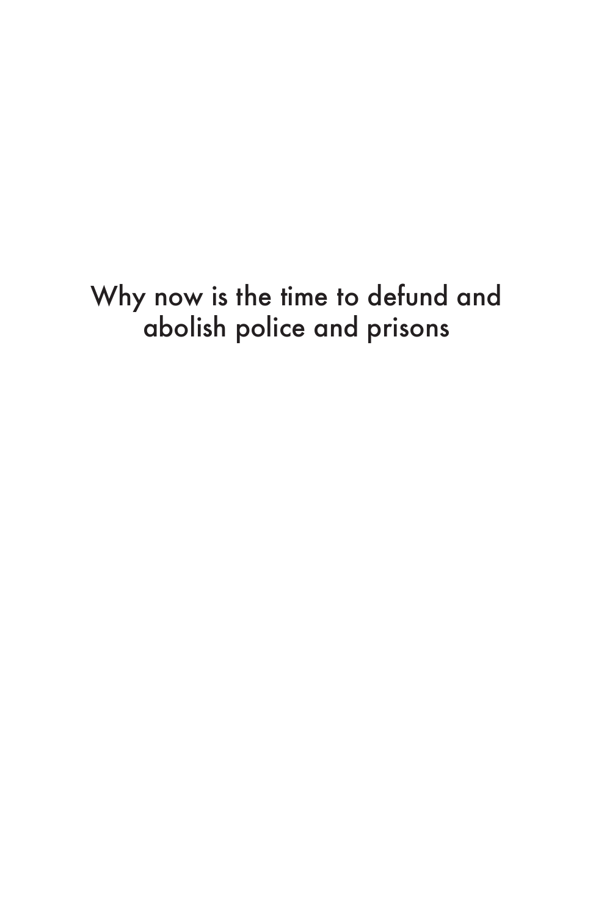Why now is the time to defund and abolish police and prisons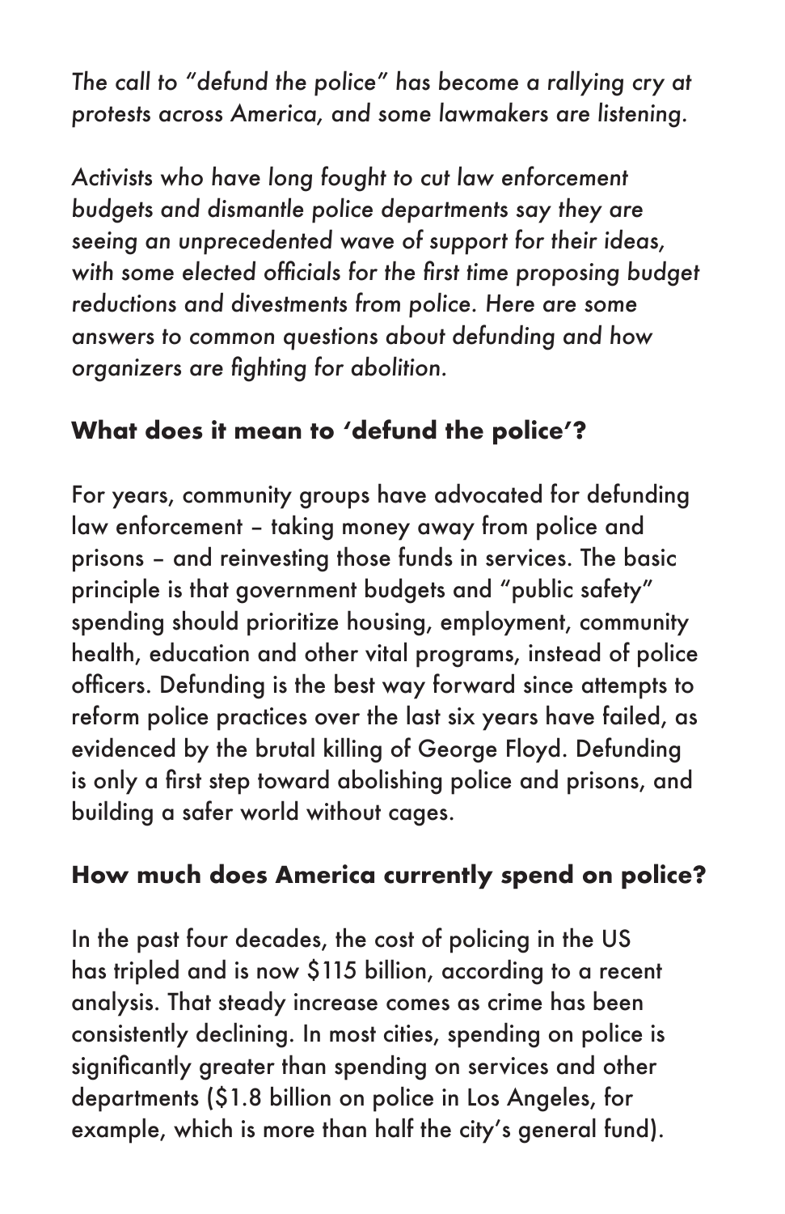*The call to "defund the police" has become a rallying cry at protests across America, and some lawmakers are listening.*

*Activists who have long fought to cut law enforcement budgets and dismantle police departments say they are seeing an unprecedented wave of support for their ideas, with some elected officials for the first time proposing budget reductions and divestments from police. Here are some answers to common questions about defunding and how organizers are fighting for abolition.*

## What does it mean to 'defund the police'?

For years, community groups have advocated for defunding law enforcement – taking money away from police and prisons – and reinvesting those funds in services. The basic principle is that government budgets and "public safety" spending should prioritize housing, employment, community health, education and other vital programs, instead of police officers. Defunding is the best way forward since attempts to reform police practices over the last six years have failed, as evidenced by the brutal killing of George Floyd. Defunding is only a first step toward abolishing police and prisons, and building a safer world without cages.

## How much does America currently spend on police?

In the past four decades, the cost of policing in the US has tripled and is now $115 billion, according to a recent analysis. That steady increase comes as crime has been consistently declining. In most cities, spending on police is significantly greater than spending on services and other departments ($1.8 billion on police in Los Angeles, for example, which is more than half the city's general fund).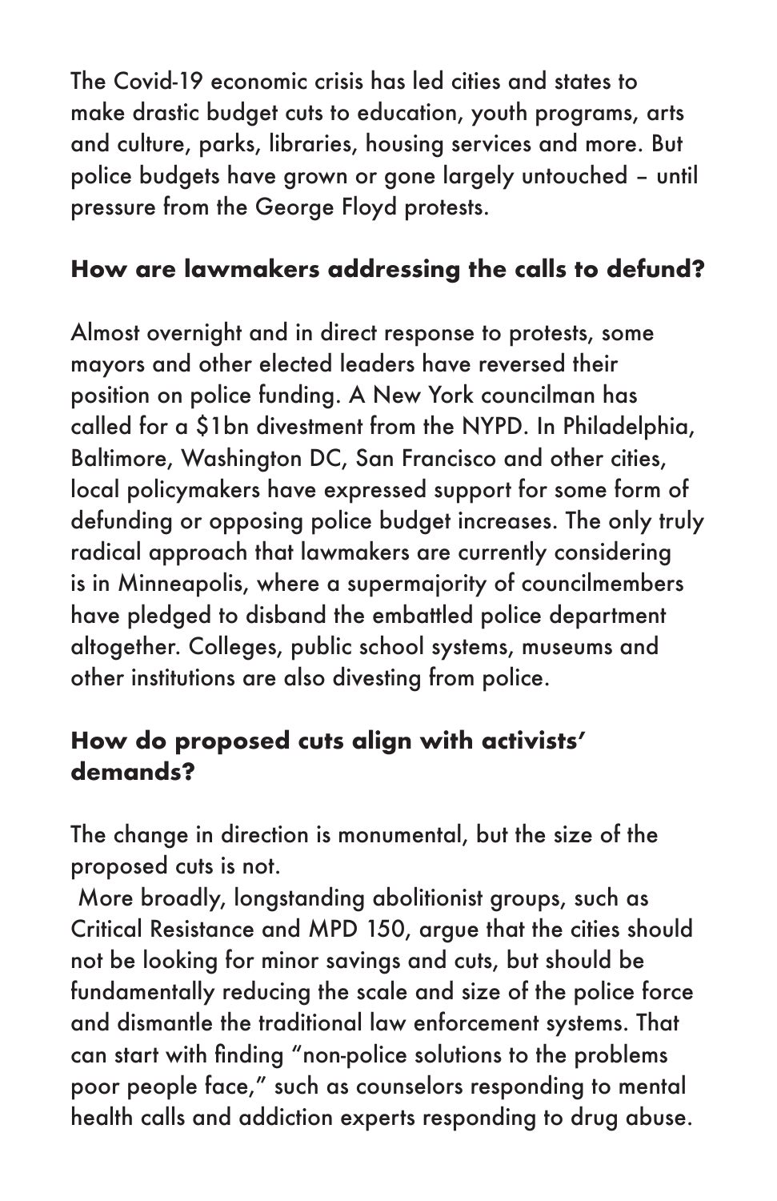The Covid-19 economic crisis has led cities and states to make drastic budget cuts to education, youth programs, arts and culture, parks, libraries, housing services and more. But police budgets have grown or gone largely untouched – until pressure from the George Floyd protests.

**How are lawmakers addressing the calls to defund?**

Almost overnight and in direct response to protests, some mayors and other elected leaders have reversed their position on police funding. A New York councilman has called for a $1bn divestment from the NYPD. In Philadelphia, Baltimore, Washington DC, San Francisco and other cities, local policymakers have expressed support for some form of defunding or opposing police budget increases. The only truly radical approach that lawmakers are currently considering is in Minneapolis, where a supermajority of councilmembers have pledged to disband the embattled police department altogether. Colleges, public school systems, museums and other institutions are also divesting from police.

**How do proposed cuts align with activists' demands?**

The change in direction is monumental, but the size of the proposed cuts is not.

More broadly, longstanding abolitionist groups, such as Critical Resistance and MPD 150, argue that the cities should not be looking for minor savings and cuts, but should be fundamentally reducing the scale and size of the police force and dismantle the traditional law enforcement systems. That can start with finding "non-police solutions to the problems poor people face," such as counselors responding to mental health calls and addiction experts responding to drug abuse.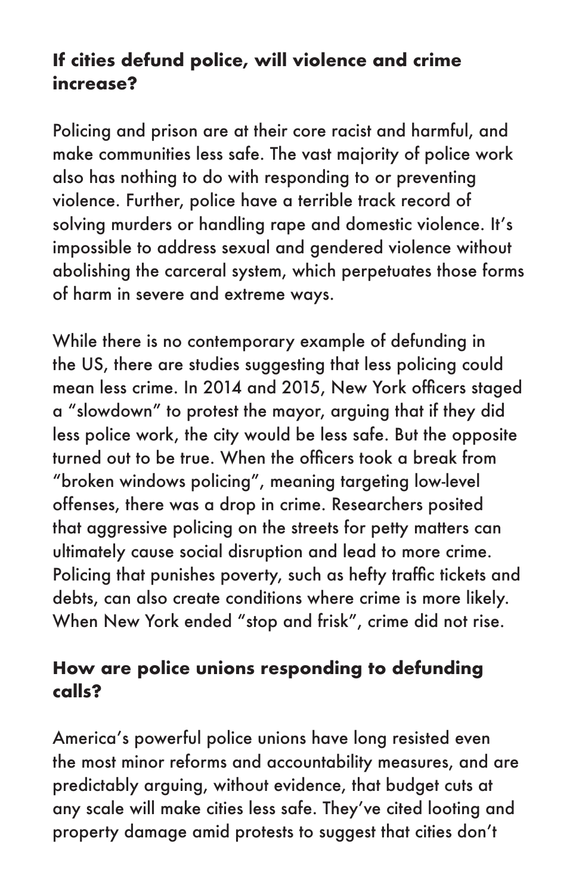## If cities defund police, will violence and crime increase?

Policing and prison are at their core racist and harmful, and make communities less safe. The vast majority of police work also has nothing to do with responding to or preventing violence. Further, police have a terrible track record of solving murders or handling rape and domestic violence. It's impossible to address sexual and gendered violence without abolishing the carceral system, which perpetuates those forms of harm in severe and extreme ways.

While there is no contemporary example of defunding in the US, there are studies suggesting that less policing could mean less crime. In 2014 and 2015, New York officers staged a "slowdown" to protest the mayor, arguing that if they did less police work, the city would be less safe. But the opposite turned out to be true. When the officers took a break from "broken windows policing", meaning targeting low-level offenses, there was a drop in crime. Researchers posited that aggressive policing on the streets for petty matters can ultimately cause social disruption and lead to more crime. Policing that punishes poverty, such as hefty traffic tickets and debts, can also create conditions where crime is more likely. When New York ended "stop and frisk", crime did not rise.

## How are police unions responding to defunding calls?

America's powerful police unions have long resisted even the most minor reforms and accountability measures, and are predictably arguing, without evidence, that budget cuts at any scale will make cities less safe. They've cited looting and property damage amid protests to suggest that cities don't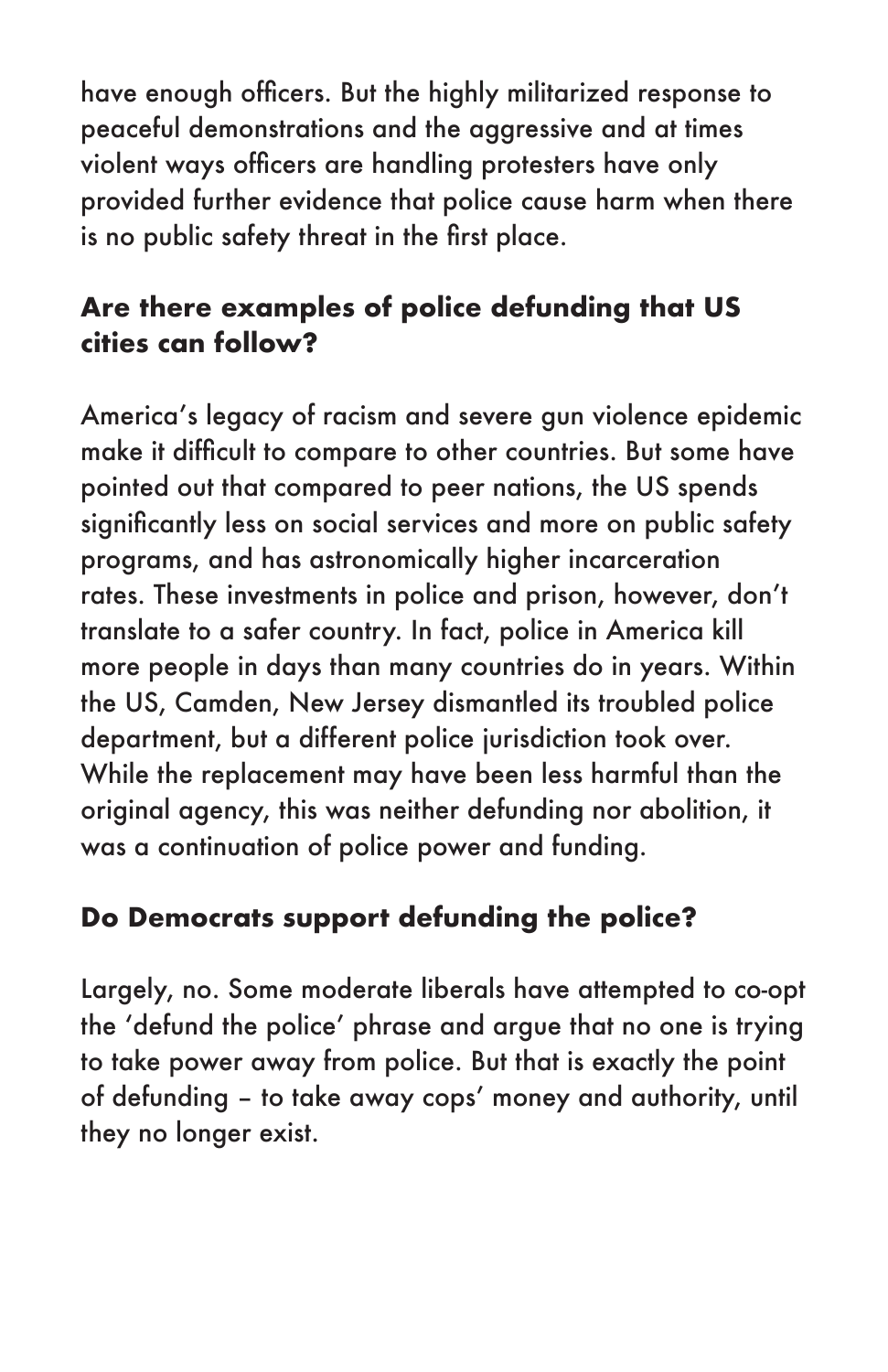have enough officers. But the highly militarized response to peaceful demonstrations and the aggressive and at times violent ways officers are handling protesters have only provided further evidence that police cause harm when there is no public safety threat in the first place.

## Are there examples of police defunding that US cities can follow?

America's legacy of racism and severe gun violence epidemic make it difficult to compare to other countries. But some have pointed out that compared to peer nations, the US spends significantly less on social services and more on public safety programs, and has astronomically higher incarceration rates. These investments in police and prison, however, don't translate to a safer country. In fact, police in America kill more people in days than many countries do in years. Within the US, Camden, New Jersey dismantled its troubled police department, but a different police jurisdiction took over. While the replacement may have been less harmful than the original agency, this was neither defunding nor abolition, it was a continuation of police power and funding.

## Do Democrats support defunding the police?

Largely, no. Some moderate liberals have attempted to co-opt the 'defund the police' phrase and argue that no one is trying to take power away from police. But that is exactly the point of defunding – to take away cops' money and authority, until they no longer exist.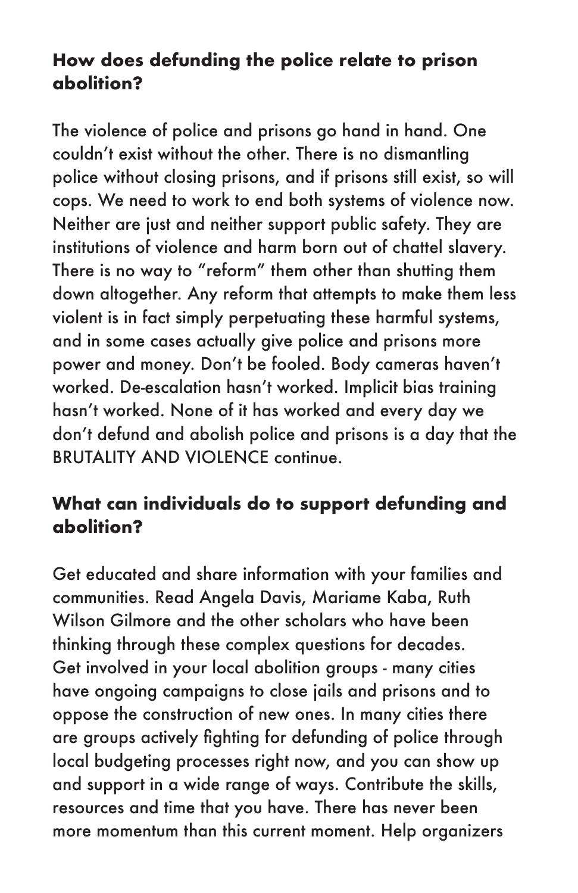### How does defunding the police relate to prison abolition?

The violence of police and prisons go hand in hand. One couldn't exist without the other. There is no dismantling police without closing prisons, and if prisons still exist, so will cops. We need to work to end both systems of violence now. Neither are just and neither support public safety. They are institutions of violence and harm born out of chattel slavery. There is no way to "reform" them other than shutting them down altogether. Any reform that attempts to make them less violent is in fact simply perpetuating these harmful systems, and in some cases actually give police and prisons more power and money. Don't be fooled. Body cameras haven't worked. De-escalation hasn't worked. Implicit bias training hasn't worked. None of it has worked and every day we don't defund and abolish police and prisons is a day that the BRUTALITY AND VIOLENCE continue.

### What can individuals do to support defunding and abolition?

Get educated and share information with your families and communities. Read Angela Davis, Mariame Kaba, Ruth Wilson Gilmore and the other scholars who have been thinking through these complex questions for decades. Get involved in your local abolition groups - many cities have ongoing campaigns to close jails and prisons and to oppose the construction of new ones. In many cities there are groups actively fighting for defunding of police through local budgeting processes right now, and you can show up and support in a wide range of ways. Contribute the skills, resources and time that you have. There has never been more momentum than this current moment. Help organizers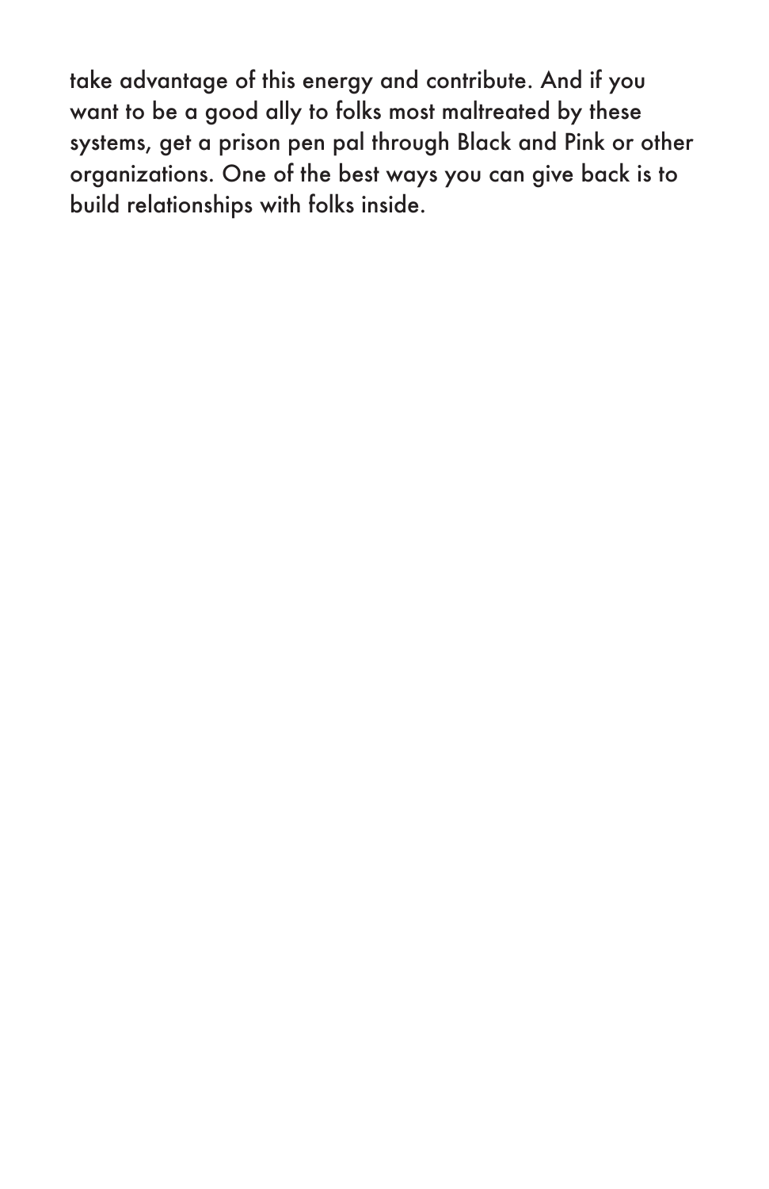take advantage of this energy and contribute. And if you want to be a good ally to folks most maltreated by these systems, get a prison pen pal through Black and Pink or other organizations. One of the best ways you can give back is to build relationships with folks inside.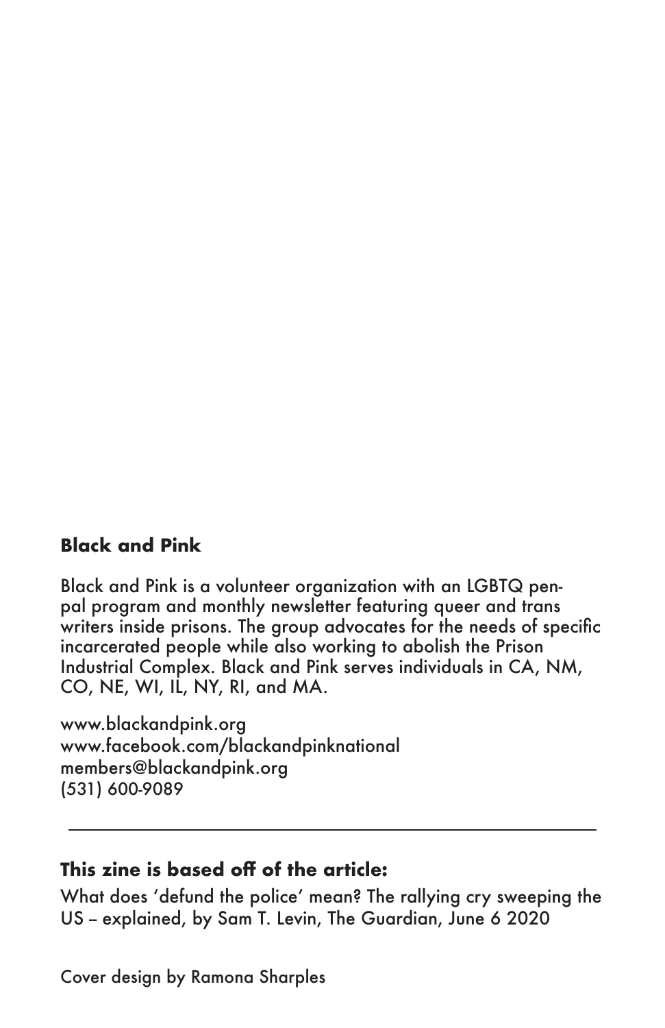**Black and Pink**

Black and Pink is a volunteer organization with an LGBTQ pen-pal program and monthly newsletter featuring queer and trans writers inside prisons. The group advocates for the needs of specific incarcerated people while also working to abolish the Prison Industrial Complex. Black and Pink serves individuals in CA, NM, CO, NE, WI, IL, NY, RI, and MA.

www.blackandpink.org
www.facebook.com/blackandpinknational
members@blackandpink.org
(531) 600-9089

---

**This zine is based off of the article:**

What does 'defund the police' mean? The rallying cry sweeping the US – explained, by Sam T. Levin, The Guardian, June 6 2020

Cover design by Ramona Sharples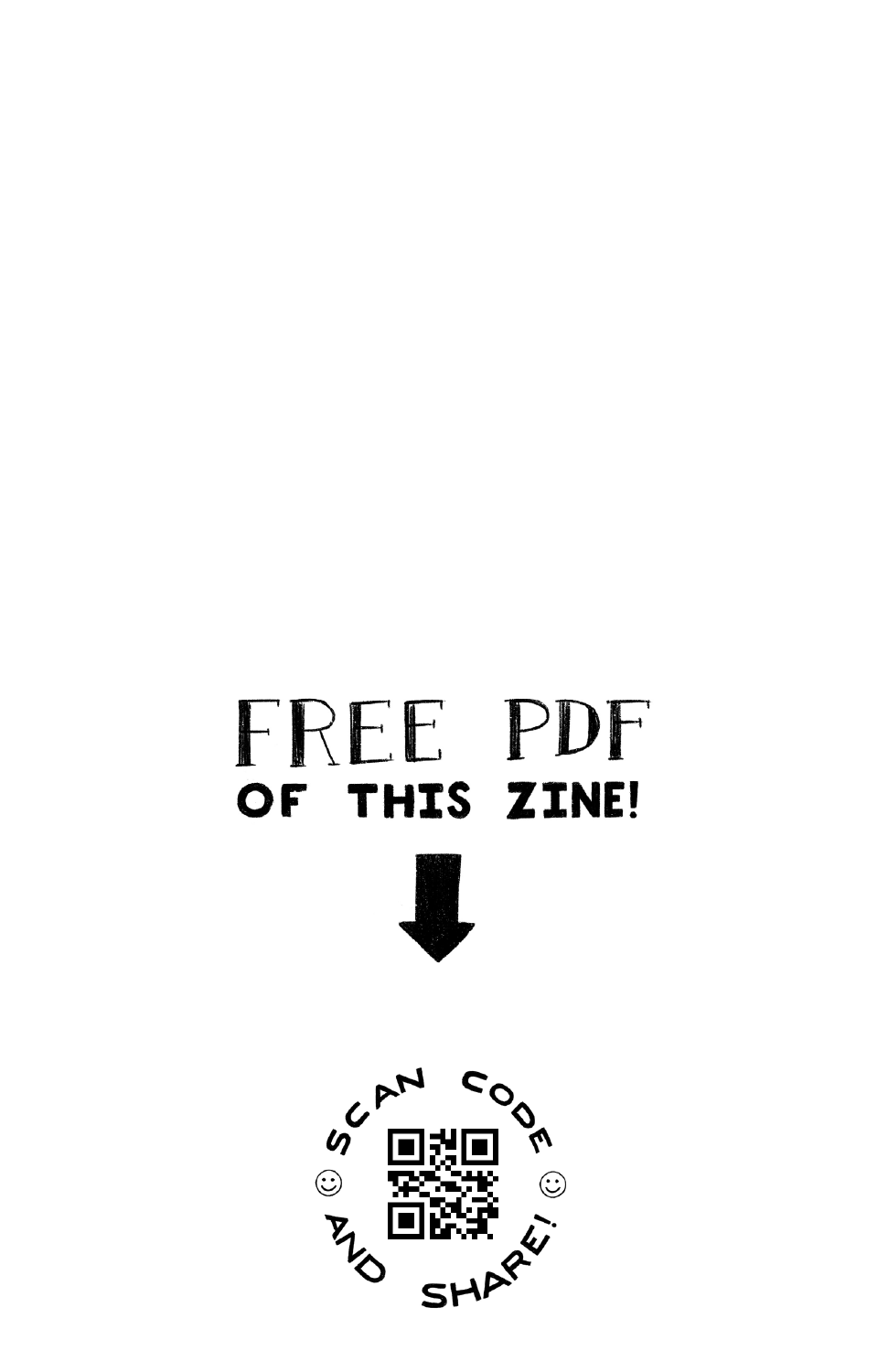# FREE PDF

**OF THIS ZINE!**

↓

SCAN CODE ☺ AND SHARE! ☺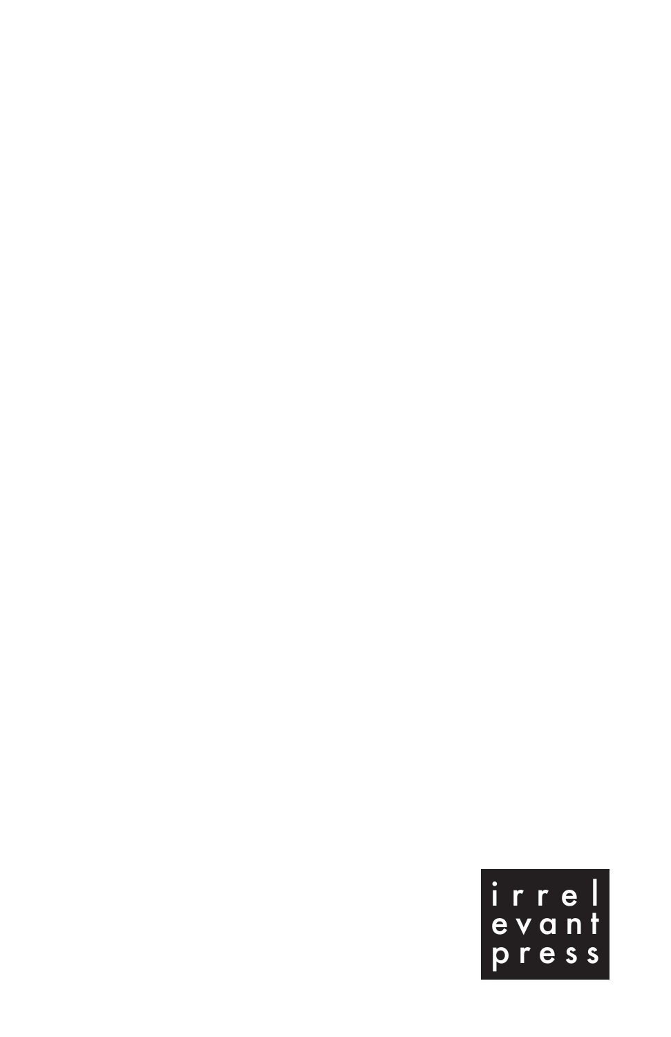irrel
evant
press